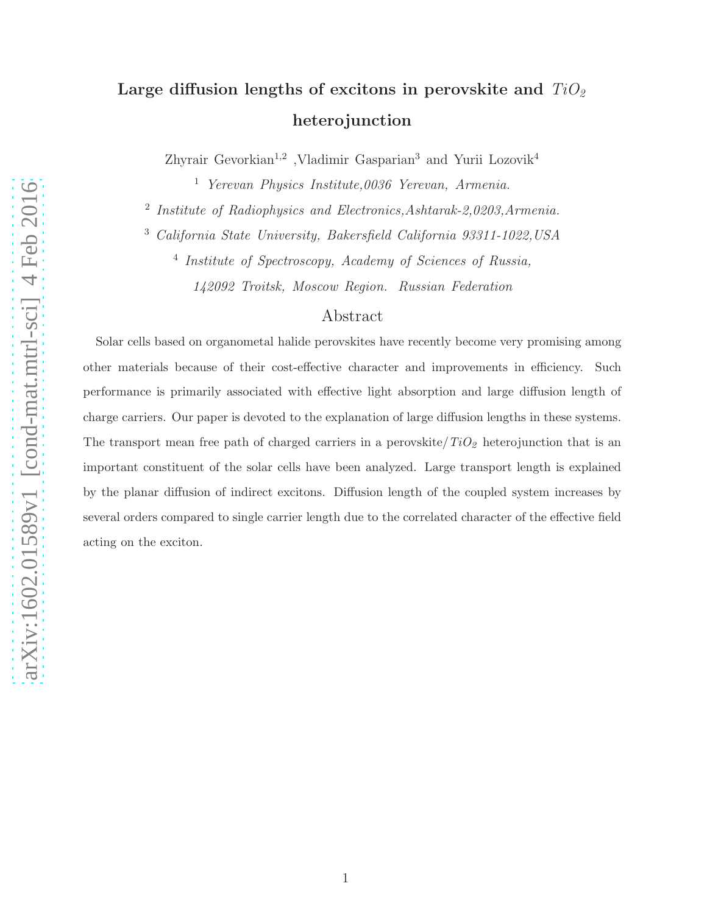# Large diffusion lengths of excitons in perovskite and $TiO_2$ heterojunction

Zhyrair Gevorkian[1,2], Vladimir Gasparian[3] and Yurii Lozovik[4]

[1] *Yerevan Physics Institute, 0036 Yerevan, Armenia.*

[2] *Institute of Radiophysics and Electronics, Ashtarak-2, 0203, Armenia.*

[3] *California State University, Bakersfield California 93311-1022, USA*

[4] *Institute of Spectroscopy, Academy of Sciences of Russia, 142092 Troitsk, Moscow Region. Russian Federation*

## Abstract

Solar cells based on organometal halide perovskites have recently become very promising among other materials because of their cost-effective character and improvements in efficiency. Such performance is primarily associated with effective light absorption and large diffusion length of charge carriers. Our paper is devoted to the explanation of large diffusion lengths in these systems. The transport mean free path of charged carriers in a perovskite/$TiO_2$ heterojunction that is an important constituent of the solar cells have been analyzed. Large transport length is explained by the planar diffusion of indirect excitons. Diffusion length of the coupled system increases by several orders compared to single carrier length due to the correlated character of the effective field acting on the exciton.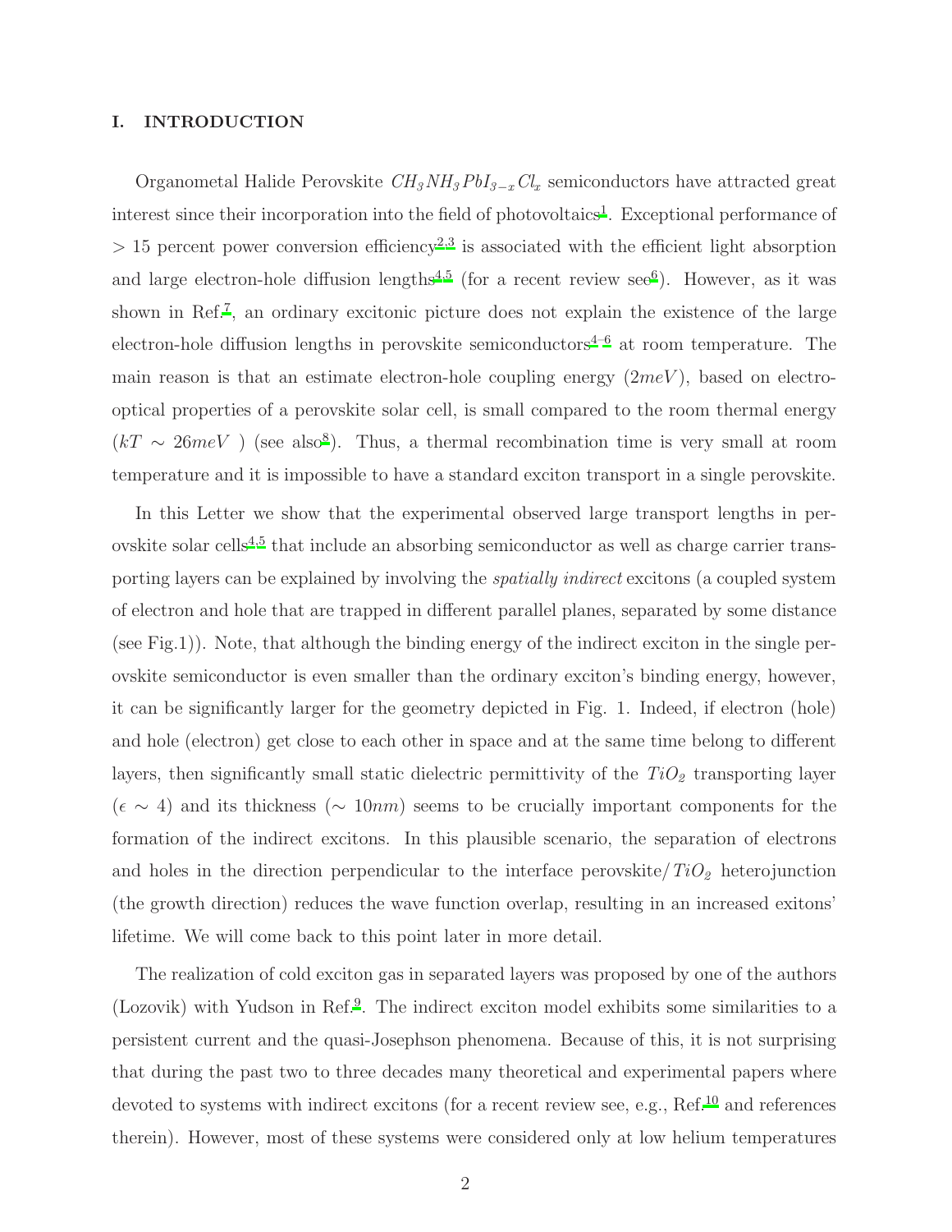## I. INTRODUCTION

Organometal Halide Perovskite $CH_3NH_3PbI_{3-x}Cl_x$ semiconductors have attracted great interest since their incorporation into the field of photovoltaics[1]. Exceptional performance of $> 15$ percent power conversion efficiency[2,3] is associated with the efficient light absorption and large electron-hole diffusion lengths[4,5] (for a recent review see[6]). However, as it was shown in Ref.[7], an ordinary excitonic picture does not explain the existence of the large electron-hole diffusion lengths in perovskite semiconductors[4–6] at room temperature. The main reason is that an estimate electron-hole coupling energy ($2meV$), based on electro-optical properties of a perovskite solar cell, is small compared to the room thermal energy ($kT \sim 26meV$ ) (see also[8]). Thus, a thermal recombination time is very small at room temperature and it is impossible to have a standard exciton transport in a single perovskite.

In this Letter we show that the experimental observed large transport lengths in perovskite solar cells[4,5] that include an absorbing semiconductor as well as charge carrier transporting layers can be explained by involving the *spatially indirect* excitons (a coupled system of electron and hole that are trapped in different parallel planes, separated by some distance (see Fig.1)). Note, that although the binding energy of the indirect exciton in the single perovskite semiconductor is even smaller than the ordinary exciton's binding energy, however, it can be significantly larger for the geometry depicted in Fig. 1. Indeed, if electron (hole) and hole (electron) get close to each other in space and at the same time belong to different layers, then significantly small static dielectric permittivity of the $TiO_2$ transporting layer ($\epsilon \sim 4$) and its thickness ($\sim 10nm$) seems to be crucially important components for the formation of the indirect excitons. In this plausible scenario, the separation of electrons and holes in the direction perpendicular to the interface perovskite/$TiO_2$ heterojunction (the growth direction) reduces the wave function overlap, resulting in an increased exitons' lifetime. We will come back to this point later in more detail.

The realization of cold exciton gas in separated layers was proposed by one of the authors (Lozovik) with Yudson in Ref.[9]. The indirect exciton model exhibits some similarities to a persistent current and the quasi-Josephson phenomena. Because of this, it is not surprising that during the past two to three decades many theoretical and experimental papers where devoted to systems with indirect excitons (for a recent review see, e.g., Ref.[10] and references therein). However, most of these systems were considered only at low helium temperatures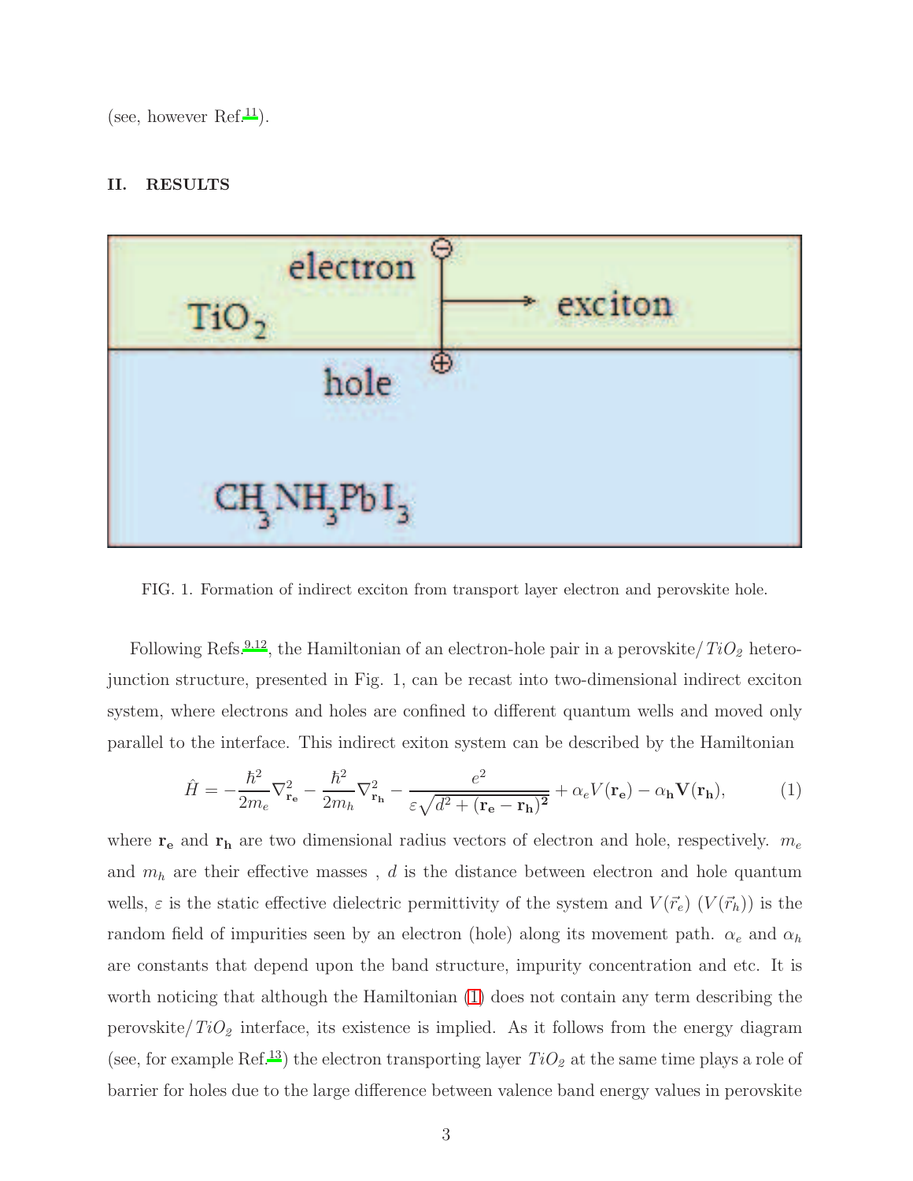(see, however Ref.[11]).

## II. RESULTS

FIG. 1. Formation of indirect exciton from transport layer electron and perovskite hole.

Following Refs.[9,12], the Hamiltonian of an electron-hole pair in a perovskite/$TiO_2$ hetero-junction structure, presented in Fig. 1, can be recast into two-dimensional indirect exciton system, where electrons and holes are confined to different quantum wells and moved only parallel to the interface. This indirect exiton system can be described by the Hamiltonian

$$\hat{H} = -\frac{\hbar^2}{2m_e}\nabla^2_{\mathbf{r_e}} - \frac{\hbar^2}{2m_h}\nabla^2_{\mathbf{r_h}} - \frac{e^2}{\varepsilon\sqrt{d^2 + (\mathbf{r_e} - \mathbf{r_h})^2}} + \alpha_e V(\mathbf{r_e}) - \alpha_\mathbf{h}\mathbf{V}(\mathbf{r_h}), \tag{1}$$

where $\mathbf{r_e}$ and $\mathbf{r_h}$ are two dimensional radius vectors of electron and hole, respectively. $m_e$ and $m_h$ are their effective masses , $d$ is the distance between electron and hole quantum wells, $\varepsilon$ is the static effective dielectric permittivity of the system and $V(\vec{r}_e)$ $(V(\vec{r}_h))$ is the random field of impurities seen by an electron (hole) along its movement path. $\alpha_e$ and $\alpha_h$ are constants that depend upon the band structure, impurity concentration and etc. It is worth noticing that although the Hamiltonian (1) does not contain any term describing the perovskite/$TiO_2$ interface, its existence is implied. As it follows from the energy diagram (see, for example Ref.[13]) the electron transporting layer $TiO_2$ at the same time plays a role of barrier for holes due to the large difference between valence band energy values in perovskite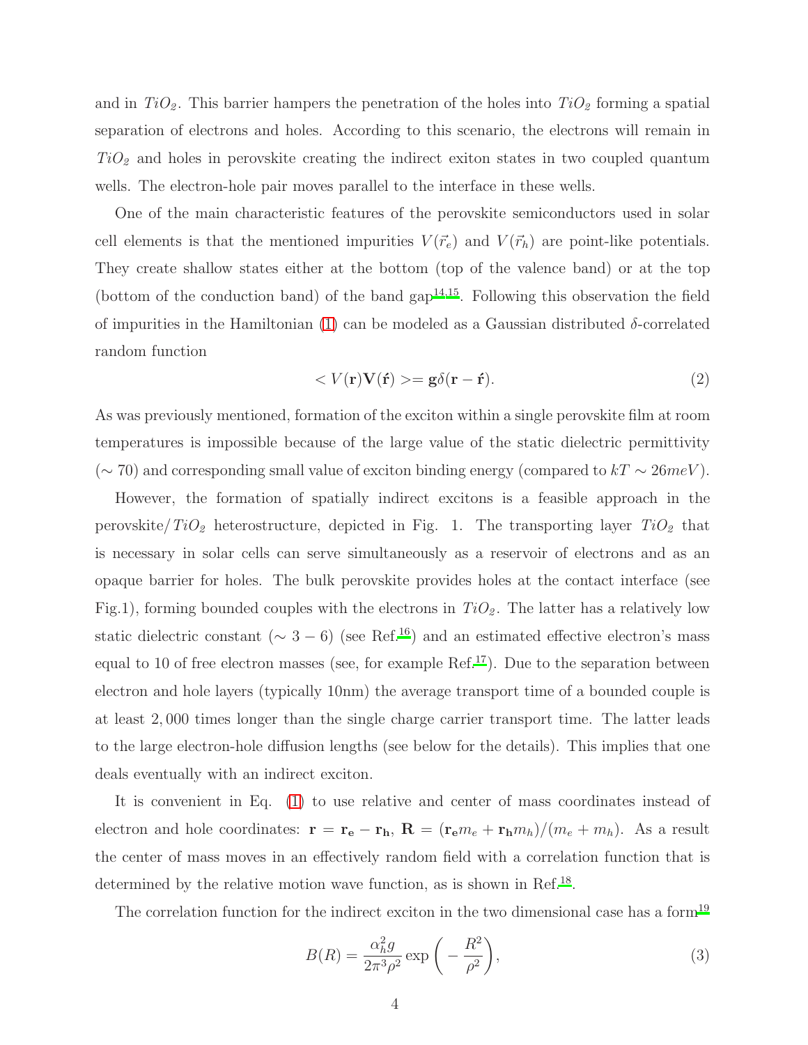and in $TiO_2$. This barrier hampers the penetration of the holes into $TiO_2$ forming a spatial separation of electrons and holes. According to this scenario, the electrons will remain in $TiO_2$ and holes in perovskite creating the indirect exiton states in two coupled quantum wells. The electron-hole pair moves parallel to the interface in these wells.

One of the main characteristic features of the perovskite semiconductors used in solar cell elements is that the mentioned impurities $V(\vec{r}_e)$ and $V(\vec{r}_h)$ are point-like potentials. They create shallow states either at the bottom (top of the valence band) or at the top (bottom of the conduction band) of the band gap[14,15]. Following this observation the field of impurities in the Hamiltonian (1) can be modeled as a Gaussian distributed $\delta$-correlated random function

$$< V(\mathbf{r})\mathbf{V}(\mathbf{\acute{r}}) >= \mathbf{g}\delta(\mathbf{r} - \mathbf{\acute{r}}). \tag{2}$$

As was previously mentioned, formation of the exciton within a single perovskite film at room temperatures is impossible because of the large value of the static dielectric permittivity ($\sim 70$) and corresponding small value of exciton binding energy (compared to $kT \sim 26meV$).

However, the formation of spatially indirect excitons is a feasible approach in the perovskite/$TiO_2$ heterostructure, depicted in Fig. 1. The transporting layer $TiO_2$ that is necessary in solar cells can serve simultaneously as a reservoir of electrons and as an opaque barrier for holes. The bulk perovskite provides holes at the contact interface (see Fig.1), forming bounded couples with the electrons in $TiO_2$. The latter has a relatively low static dielectric constant ($\sim 3 - 6$) (see Ref.[16]) and an estimated effective electron's mass equal to 10 of free electron masses (see, for example Ref.[17]). Due to the separation between electron and hole layers (typically 10nm) the average transport time of a bounded couple is at least 2,000 times longer than the single charge carrier transport time. The latter leads to the large electron-hole diffusion lengths (see below for the details). This implies that one deals eventually with an indirect exciton.

It is convenient in Eq. (1) to use relative and center of mass coordinates instead of electron and hole coordinates: $\mathbf{r} = \mathbf{r_e} - \mathbf{r_h}$, $\mathbf{R} = (\mathbf{r_e}m_e + \mathbf{r_h}m_h)/(m_e + m_h)$. As a result the center of mass moves in an effectively random field with a correlation function that is determined by the relative motion wave function, as is shown in Ref.[18].

The correlation function for the indirect exciton in the two dimensional case has a form[19]

$$B(R) = \frac{\alpha_h^2 g}{2\pi^3 \rho^2} \exp\left(-\frac{R^2}{\rho^2}\right), \tag{3}$$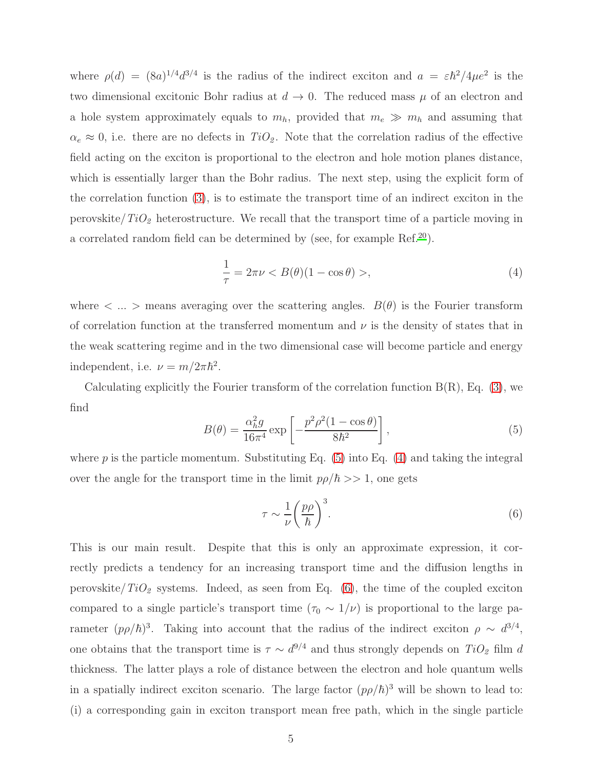where $\rho(d) = (8a)^{1/4} d^{3/4}$ is the radius of the indirect exciton and $a = \varepsilon\hbar^2/4\mu e^2$ is the two dimensional excitonic Bohr radius at $d \to 0$. The reduced mass $\mu$ of an electron and a hole system approximately equals to $m_h$, provided that $m_e \gg m_h$ and assuming that $\alpha_e \approx 0$, i.e. there are no defects in $TiO_2$. Note that the correlation radius of the effective field acting on the exciton is proportional to the electron and hole motion planes distance, which is essentially larger than the Bohr radius. The next step, using the explicit form of the correlation function (3), is to estimate the transport time of an indirect exciton in the perovskite/$TiO_2$ heterostructure. We recall that the transport time of a particle moving in a correlated random field can be determined by (see, for example Ref.[20]).

$$\frac{1}{\tau} = 2\pi\nu < B(\theta)(1 - \cos\theta) >, \tag{4}$$

where $< ... >$ means averaging over the scattering angles. $B(\theta)$ is the Fourier transform of correlation function at the transferred momentum and $\nu$ is the density of states that in the weak scattering regime and in the two dimensional case will become particle and energy independent, i.e. $\nu = m/2\pi\hbar^2$.

Calculating explicitly the Fourier transform of the correlation function B(R), Eq. (3), we find

$$B(\theta) = \frac{\alpha_h^2 g}{16\pi^4} \exp\left[-\frac{p^2\rho^2(1 - \cos\theta)}{8\hbar^2}\right], \tag{5}$$

where $p$ is the particle momentum. Substituting Eq. (5) into Eq. (4) and taking the integral over the angle for the transport time in the limit $p\rho/\hbar >> 1$, one gets

$$\tau \sim \frac{1}{\nu}\left(\frac{p\rho}{\hbar}\right)^3. \tag{6}$$

This is our main result. Despite that this is only an approximate expression, it correctly predicts a tendency for an increasing transport time and the diffusion lengths in perovskite/$TiO_2$ systems. Indeed, as seen from Eq. (6), the time of the coupled exciton compared to a single particle's transport time ($\tau_0 \sim 1/\nu$) is proportional to the large parameter $(p\rho/\hbar)^3$. Taking into account that the radius of the indirect exciton $\rho \sim d^{3/4}$, one obtains that the transport time is $\tau \sim d^{9/4}$ and thus strongly depends on $TiO_2$ film $d$ thickness. The latter plays a role of distance between the electron and hole quantum wells in a spatially indirect exciton scenario. The large factor $(p\rho/\hbar)^3$ will be shown to lead to: (i) a corresponding gain in exciton transport mean free path, which in the single particle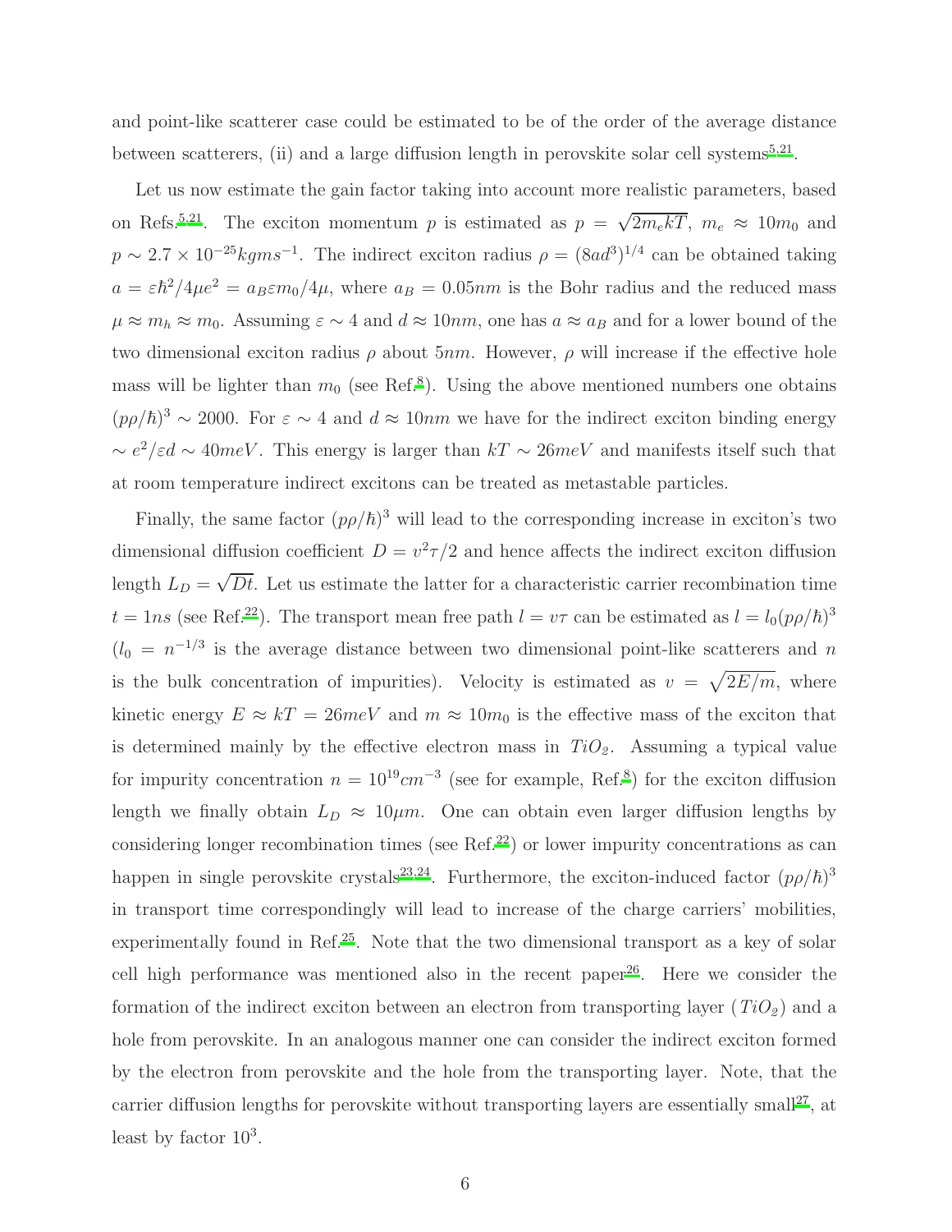and point-like scatterer case could be estimated to be of the order of the average distance between scatterers, (ii) and a large diffusion length in perovskite solar cell systems[5,21].

Let us now estimate the gain factor taking into account more realistic parameters, based on Refs.[5,21]. The exciton momentum $p$ is estimated as $p = \sqrt{2m_e kT}$, $m_e \approx 10m_0$ and $p \sim 2.7 \times 10^{-25} kgms^{-1}$. The indirect exciton radius $\rho = (8ad^3)^{1/4}$ can be obtained taking $a = \varepsilon\hbar^2/4\mu e^2 = a_B \varepsilon m_0/4\mu$, where $a_B = 0.05nm$ is the Bohr radius and the reduced mass $\mu \approx m_h \approx m_0$. Assuming $\varepsilon \sim 4$ and $d \approx 10nm$, one has $a \approx a_B$ and for a lower bound of the two dimensional exciton radius $\rho$ about $5nm$. However, $\rho$ will increase if the effective hole mass will be lighter than $m_0$ (see Ref.[8]). Using the above mentioned numbers one obtains $(p\rho/\hbar)^3 \sim 2000$. For $\varepsilon \sim 4$ and $d \approx 10nm$ we have for the indirect exciton binding energy $\sim e^2/\varepsilon d \sim 40meV$. This energy is larger than $kT \sim 26meV$ and manifests itself such that at room temperature indirect excitons can be treated as metastable particles.

Finally, the same factor $(p\rho/\hbar)^3$ will lead to the corresponding increase in exciton's two dimensional diffusion coefficient $D = v^2\tau/2$ and hence affects the indirect exciton diffusion length $L_D = \sqrt{Dt}$. Let us estimate the latter for a characteristic carrier recombination time $t = 1ns$ (see Ref.[22]). The transport mean free path $l = v\tau$ can be estimated as $l = l_0(p\rho/\hbar)^3$ ($l_0 = n^{-1/3}$ is the average distance between two dimensional point-like scatterers and $n$ is the bulk concentration of impurities). Velocity is estimated as $v = \sqrt{2E/m}$, where kinetic energy $E \approx kT = 26meV$ and $m \approx 10m_0$ is the effective mass of the exciton that is determined mainly by the effective electron mass in $TiO_2$. Assuming a typical value for impurity concentration $n = 10^{19} cm^{-3}$ (see for example, Ref.[8]) for the exciton diffusion length we finally obtain $L_D \approx 10\mu m$. One can obtain even larger diffusion lengths by considering longer recombination times (see Ref.[22]) or lower impurity concentrations as can happen in single perovskite crystals[23,24]. Furthermore, the exciton-induced factor $(p\rho/\hbar)^3$ in transport time correspondingly will lead to increase of the charge carriers' mobilities, experimentally found in Ref.[25]. Note that the two dimensional transport as a key of solar cell high performance was mentioned also in the recent paper[26]. Here we consider the formation of the indirect exciton between an electron from transporting layer ($TiO_2$) and a hole from perovskite. In an analogous manner one can consider the indirect exciton formed by the electron from perovskite and the hole from the transporting layer. Note, that the carrier diffusion lengths for perovskite without transporting layers are essentially small[27], at least by factor $10^3$.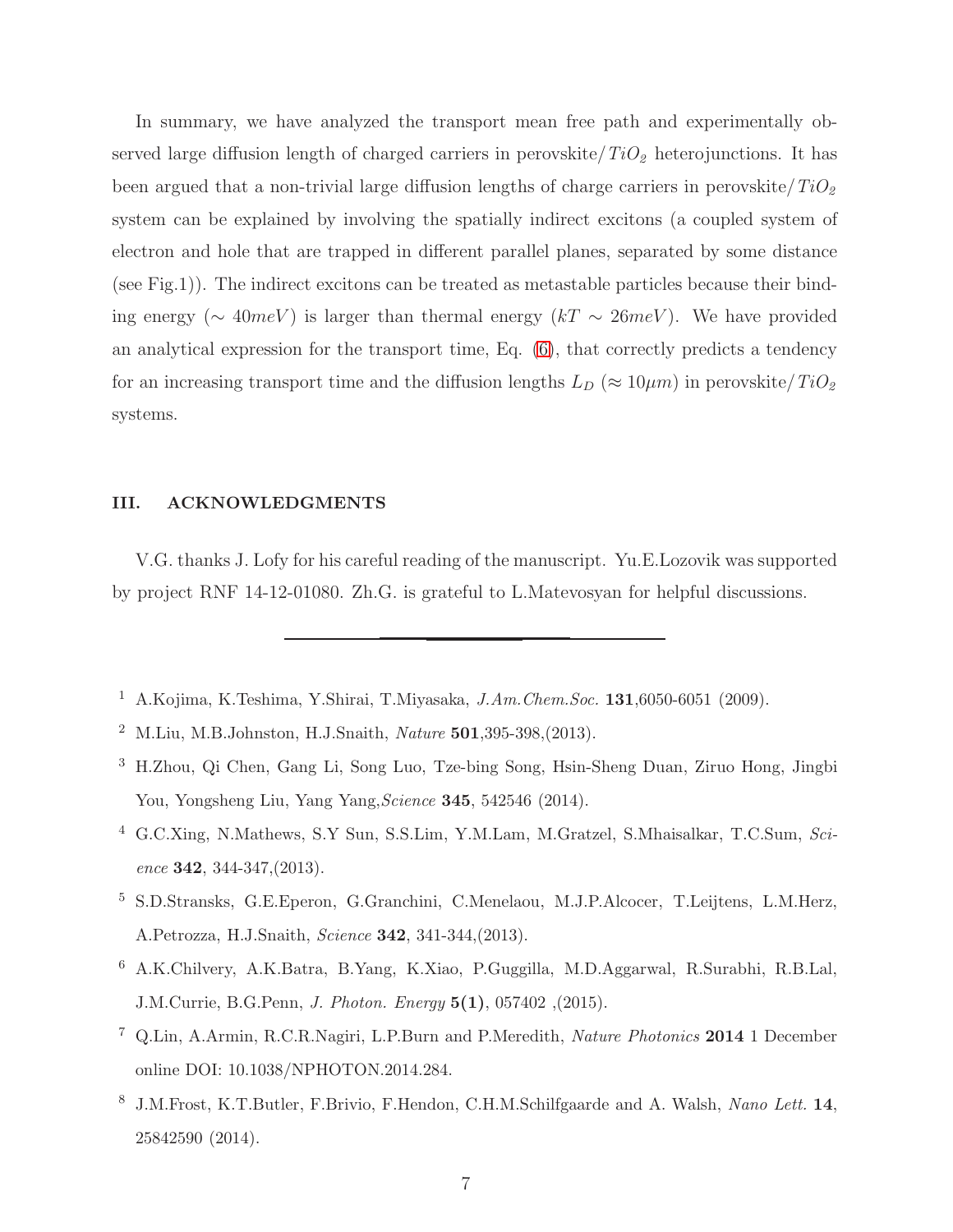In summary, we have analyzed the transport mean free path and experimentally observed large diffusion length of charged carriers in perovskite/$TiO_2$ heterojunctions. It has been argued that a non-trivial large diffusion lengths of charge carriers in perovskite/$TiO_2$ system can be explained by involving the spatially indirect excitons (a coupled system of electron and hole that are trapped in different parallel planes, separated by some distance (see Fig.1)). The indirect excitons can be treated as metastable particles because their binding energy ($\sim 40meV$) is larger than thermal energy ($kT \sim 26meV$). We have provided an analytical expression for the transport time, Eq. (6), that correctly predicts a tendency for an increasing transport time and the diffusion lengths $L_D$ ($\approx 10\mu m$) in perovskite/$TiO_2$ systems.

## III. ACKNOWLEDGMENTS

V.G. thanks J. Lofy for his careful reading of the manuscript. Yu.E.Lozovik was supported by project RNF 14-12-01080. Zh.G. is grateful to L.Matevosyan for helpful discussions.

---

[1] A.Kojima, K.Teshima, Y.Shirai, T.Miyasaka, *J.Am.Chem.Soc.* **131**,6050-6051 (2009).

[2] M.Liu, M.B.Johnston, H.J.Snaith, *Nature* **501**,395-398,(2013).

[3] H.Zhou, Qi Chen, Gang Li, Song Luo, Tze-bing Song, Hsin-Sheng Duan, Ziruo Hong, Jingbi You, Yongsheng Liu, Yang Yang,*Science* **345**, 542546 (2014).

[4] G.C.Xing, N.Mathews, S.Y Sun, S.S.Lim, Y.M.Lam, M.Gratzel, S.Mhaisalkar, T.C.Sum, *Science* **342**, 344-347,(2013).

[5] S.D.Stransks, G.E.Eperon, G.Granchini, C.Menelaou, M.J.P.Alcocer, T.Leijtens, L.M.Herz, A.Petrozza, H.J.Snaith, *Science* **342**, 341-344,(2013).

[6] A.K.Chilvery, A.K.Batra, B.Yang, K.Xiao, P.Guggilla, M.D.Aggarwal, R.Surabhi, R.B.Lal, J.M.Currie, B.G.Penn, *J. Photon. Energy* **5(1)**, 057402 ,(2015).

[7] Q.Lin, A.Armin, R.C.R.Nagiri, L.P.Burn and P.Meredith, *Nature Photonics* **2014** 1 December online DOI: 10.1038/NPHOTON.2014.284.

[8] J.M.Frost, K.T.Butler, F.Brivio, F.Hendon, C.H.M.Schilfgaarde and A. Walsh, *Nano Lett.* **14**, 25842590 (2014).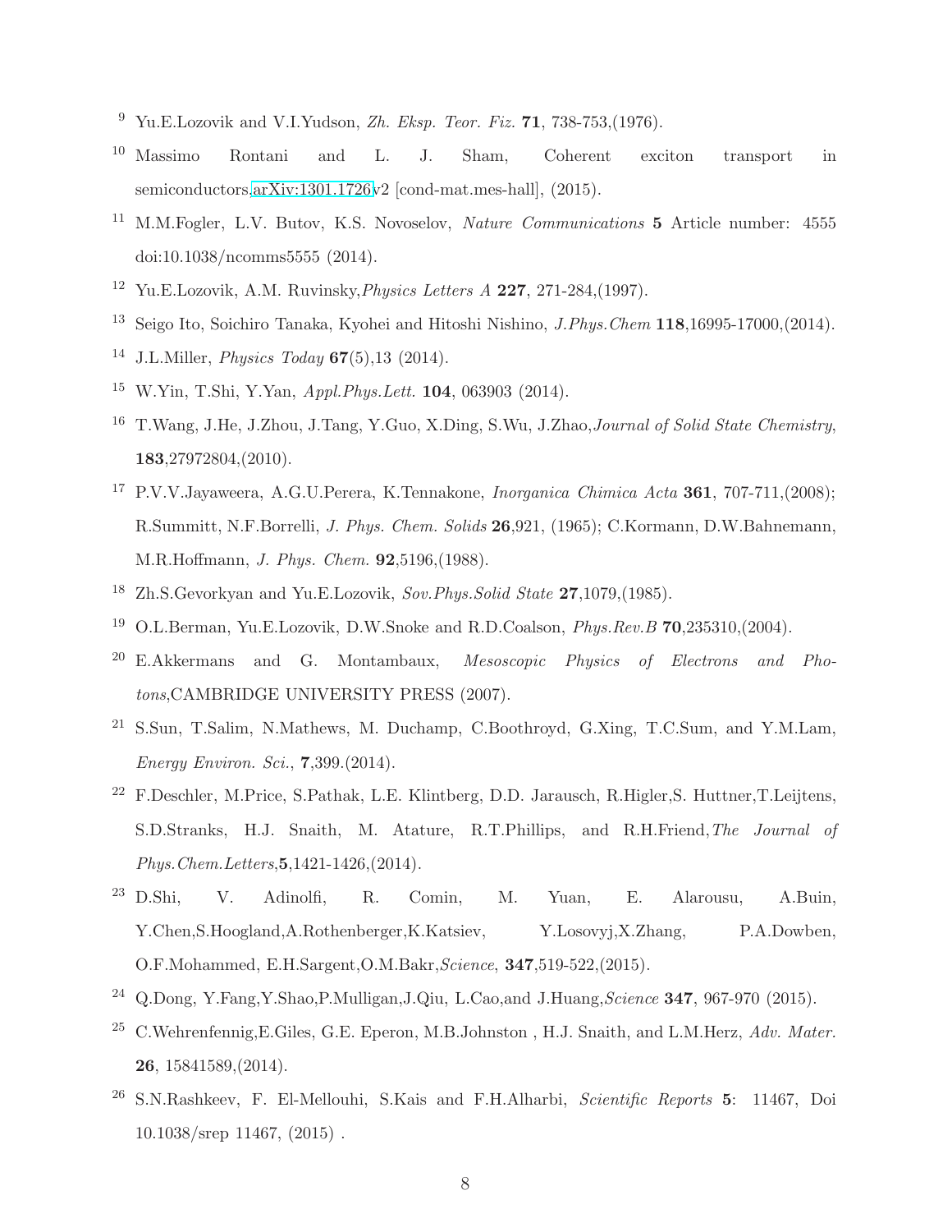[9] Yu.E.Lozovik and V.I.Yudson, *Zh. Eksp. Teor. Fiz.* **71**, 738-753,(1976).

[10] Massimo Rontani and L. J. Sham, Coherent exciton transport in semiconductors,arXiv:1301.1726v2 [cond-mat.mes-hall], (2015).

[11] M.M.Fogler, L.V. Butov, K.S. Novoselov, *Nature Communications* **5** Article number: 4555 doi:10.1038/ncomms5555 (2014).

[12] Yu.E.Lozovik, A.M. Ruvinsky,*Physics Letters A* **227**, 271-284,(1997).

[13] Seigo Ito, Soichiro Tanaka, Kyohei and Hitoshi Nishino, *J.Phys.Chem* **118**,16995-17000,(2014).

[14] J.L.Miller, *Physics Today* **67**(5),13 (2014).

[15] W.Yin, T.Shi, Y.Yan, *Appl.Phys.Lett.* **104**, 063903 (2014).

[16] T.Wang, J.He, J.Zhou, J.Tang, Y.Guo, X.Ding, S.Wu, J.Zhao,*Journal of Solid State Chemistry*, **183**,27972804,(2010).

[17] P.V.V.Jayaweera, A.G.U.Perera, K.Tennakone, *Inorganica Chimica Acta* **361**, 707-711,(2008); R.Summitt, N.F.Borrelli, *J. Phys. Chem. Solids* **26**,921, (1965); C.Kormann, D.W.Bahnemann, M.R.Hoffmann, *J. Phys. Chem.* **92**,5196,(1988).

[18] Zh.S.Gevorkyan and Yu.E.Lozovik, *Sov.Phys.Solid State* **27**,1079,(1985).

[19] O.L.Berman, Yu.E.Lozovik, D.W.Snoke and R.D.Coalson, *Phys.Rev.B* **70**,235310,(2004).

[20] E.Akkermans and G. Montambaux, *Mesoscopic Physics of Electrons and Photons*,CAMBRIDGE UNIVERSITY PRESS (2007).

[21] S.Sun, T.Salim, N.Mathews, M. Duchamp, C.Boothroyd, G.Xing, T.C.Sum, and Y.M.Lam, *Energy Environ. Sci.*, **7**,399.(2014).

[22] F.Deschler, M.Price, S.Pathak, L.E. Klintberg, D.D. Jarausch, R.Higler,S. Huttner,T.Leijtens, S.D.Stranks, H.J. Snaith, M. Atature, R.T.Phillips, and R.H.Friend,*The Journal of Phys.Chem.Letters*,**5**,1421-1426,(2014).

[23] D.Shi, V. Adinolfi, R. Comin, M. Yuan, E. Alarousu, A.Buin, Y.Chen,S.Hoogland,A.Rothenberger,K.Katsiev, Y.Losovyj,X.Zhang, P.A.Dowben, O.F.Mohammed, E.H.Sargent,O.M.Bakr,*Science*, **347**,519-522,(2015).

[24] Q.Dong, Y.Fang,Y.Shao,P.Mulligan,J.Qiu, L.Cao,and J.Huang,*Science* **347**, 967-970 (2015).

[25] C.Wehrenfennig,E.Giles, G.E. Eperon, M.B.Johnston , H.J. Snaith, and L.M.Herz, *Adv. Mater.* **26**, 15841589,(2014).

[26] S.N.Rashkeev, F. El-Mellouhi, S.Kais and F.H.Alharbi, *Scientific Reports* **5**: 11467, Doi 10.1038/srep 11467, (2015) .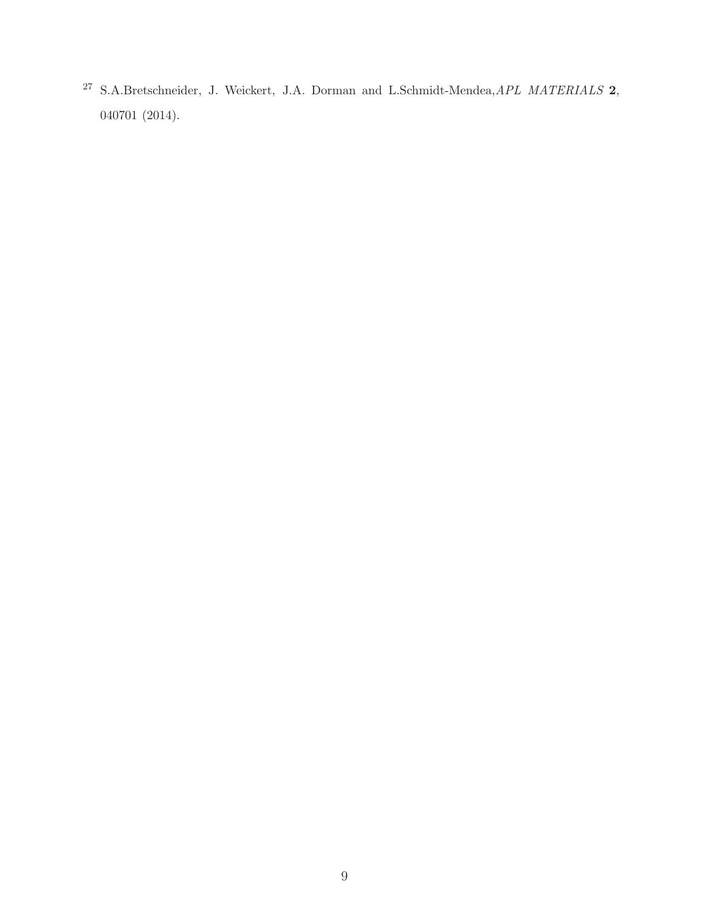[27] S.A.Bretschneider, J. Weickert, J.A. Dorman and L.Schmidt-Mendea,*APL MATERIALS* **2**, 040701 (2014).